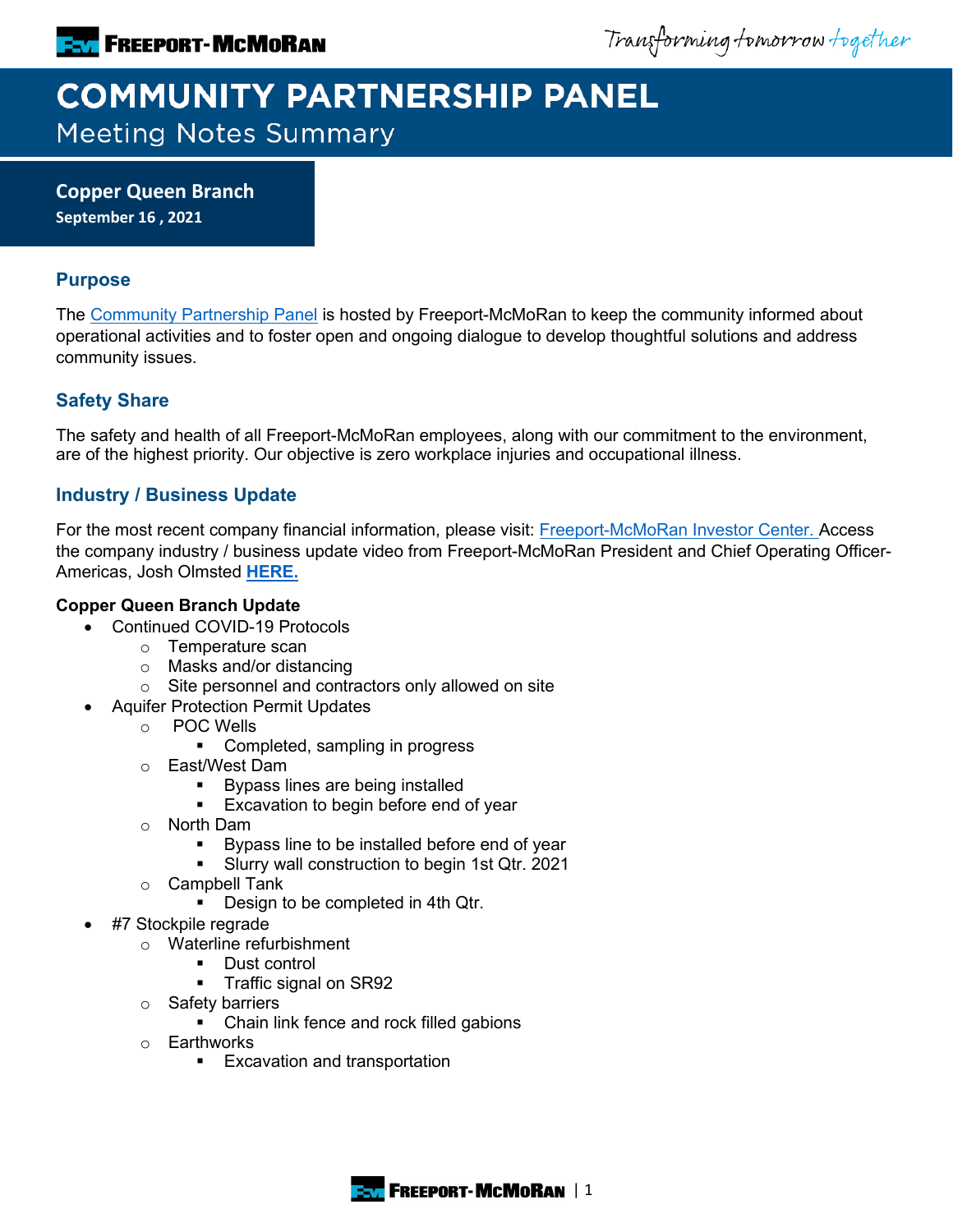# COMMUNITY PARTNERSHIP PANEL

Meeting Notes Summary

**Copper Queen Branch**
**September 16 , 2021**

## Purpose

The Community Partnership Panel is hosted by Freeport-McMoRan to keep the community informed about operational activities and to foster open and ongoing dialogue to develop thoughtful solutions and address community issues.

## Safety Share

The safety and health of all Freeport-McMoRan employees, along with our commitment to the environment, are of the highest priority. Our objective is zero workplace injuries and occupational illness.

## Industry / Business Update

For the most recent company financial information, please visit: Freeport-McMoRan Investor Center. Access the company industry / business update video from Freeport-McMoRan President and Chief Operating Officer-Americas, Josh Olmsted **HERE.**

**Copper Queen Branch Update**

- Continued COVID-19 Protocols
  - Temperature scan
  - Masks and/or distancing
  - Site personnel and contractors only allowed on site
- Aquifer Protection Permit Updates
  - POC Wells
    - Completed, sampling in progress
  - East/West Dam
    - Bypass lines are being installed
    - Excavation to begin before end of year
  - North Dam
    - Bypass line to be installed before end of year
    - Slurry wall construction to begin 1st Qtr. 2021
  - Campbell Tank
    - Design to be completed in 4th Qtr.
- #7 Stockpile regrade
  - Waterline refurbishment
    - Dust control
    - Traffic signal on SR92
  - Safety barriers
    - Chain link fence and rock filled gabions
  - Earthworks
    - Excavation and transportation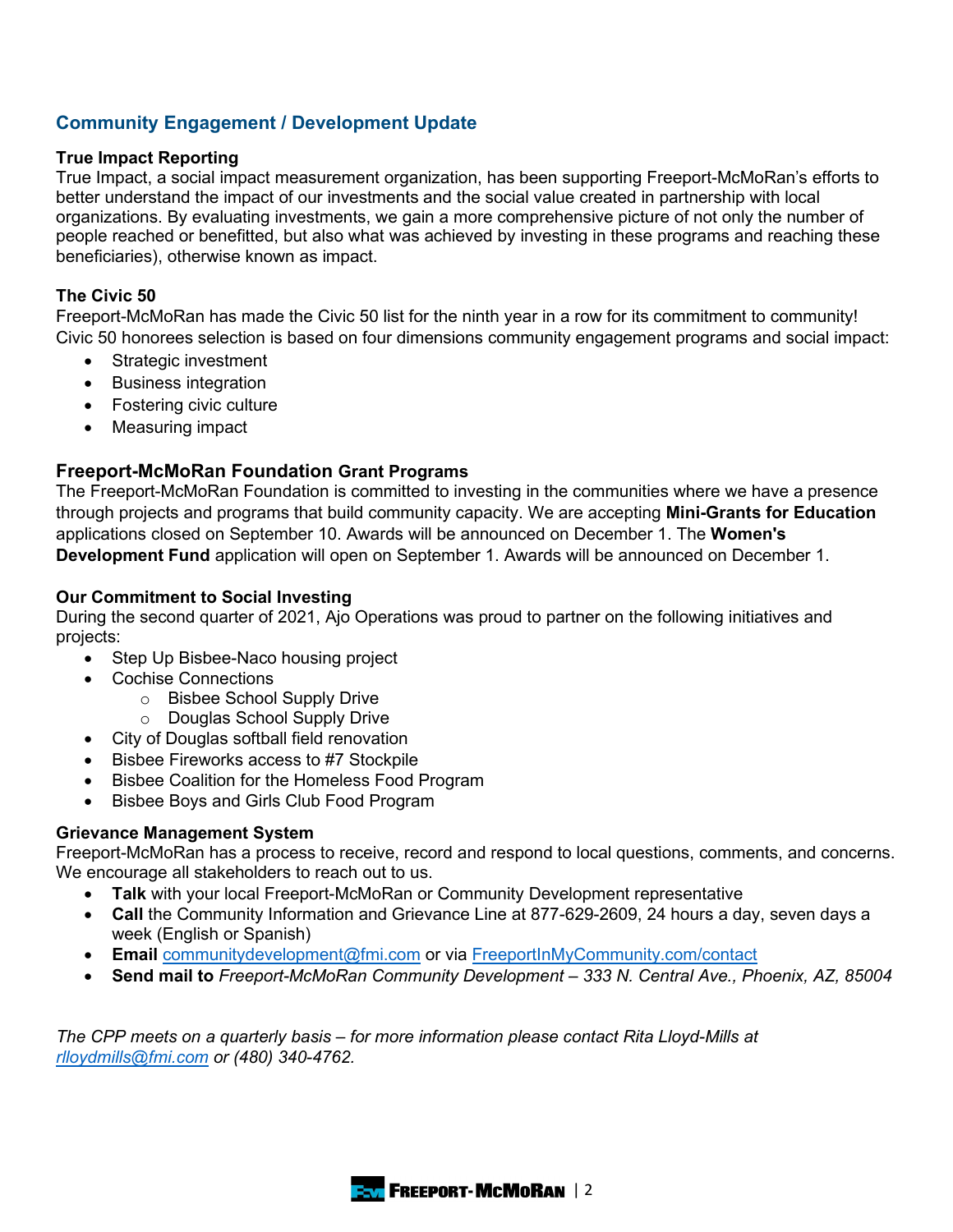## Community Engagement / Development Update

### True Impact Reporting

True Impact, a social impact measurement organization, has been supporting Freeport-McMoRan's efforts to better understand the impact of our investments and the social value created in partnership with local organizations. By evaluating investments, we gain a more comprehensive picture of not only the number of people reached or benefitted, but also what was achieved by investing in these programs and reaching these beneficiaries), otherwise known as impact.

### The Civic 50

Freeport-McMoRan has made the Civic 50 list for the ninth year in a row for its commitment to community! Civic 50 honorees selection is based on four dimensions community engagement programs and social impact:

- Strategic investment
- Business integration
- Fostering civic culture
- Measuring impact

### Freeport-McMoRan Foundation Grant Programs

The Freeport-McMoRan Foundation is committed to investing in the communities where we have a presence through projects and programs that build community capacity. We are accepting **Mini-Grants for Education** applications closed on September 10. Awards will be announced on December 1. The **Women's Development Fund** application will open on September 1. Awards will be announced on December 1.

### Our Commitment to Social Investing

During the second quarter of 2021, Ajo Operations was proud to partner on the following initiatives and projects:

- Step Up Bisbee-Naco housing project
- Cochise Connections
  - Bisbee School Supply Drive
  - Douglas School Supply Drive
- City of Douglas softball field renovation
- Bisbee Fireworks access to #7 Stockpile
- Bisbee Coalition for the Homeless Food Program
- Bisbee Boys and Girls Club Food Program

### Grievance Management System

Freeport-McMoRan has a process to receive, record and respond to local questions, comments, and concerns. We encourage all stakeholders to reach out to us.

- **Talk** with your local Freeport-McMoRan or Community Development representative
- **Call** the Community Information and Grievance Line at 877-629-2609, 24 hours a day, seven days a week (English or Spanish)
- **Email** communitydevelopment@fmi.com or via FreeportInMyCommunity.com/contact
- **Send mail to** *Freeport-McMoRan Community Development – 333 N. Central Ave., Phoenix, AZ, 85004*

*The CPP meets on a quarterly basis – for more information please contact Rita Lloyd-Mills at rlloydmills@fmi.com or (480) 340-4762.*